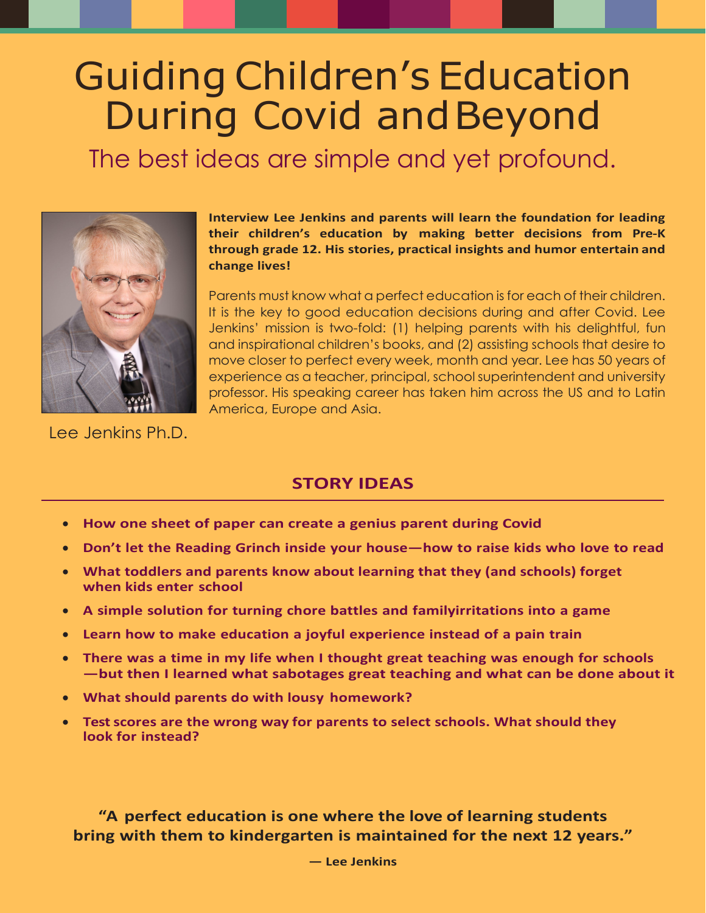# Guiding Children's Education During Covid and Beyond

## The best ideas are simple and yet profound.

Lee Jenkins Ph.D.

**Interview Lee Jenkins and parents will learn the foundation for leading their children's education by making better decisions from Pre-K through grade 12. His stories, practical insights and humor entertain and change lives!**

Parents must know what a perfect education is for each of their children. It is the key to good education decisions during and after Covid. Lee Jenkins' mission is two-fold: (1) helping parents with his delightful, fun and inspirational children's books, and (2) assisting schools that desire to move closer to perfect every week, month and year. Lee has 50 years of experience as a teacher, principal, school superintendent and university professor. His speaking career has taken him across the US and to Latin America, Europe and Asia.

## STORY IDEAS

- **How one sheet of paper can create a genius parent during Covid**
- **Don't let the Reading Grinch inside your house—how to raise kids who love to read**
- **What toddlers and parents know about learning that they (and schools) forget when kids enter school**
- **A simple solution for turning chore battles and familyirritations into a game**
- **Learn how to make education a joyful experience instead of a pain train**
- **There was a time in my life when I thought great teaching was enough for schools —but then I learned what sabotages great teaching and what can be done about it**
- **What should parents do with lousy homework?**
- **Test scores are the wrong way for parents to select schools. What should they look for instead?**

**"A perfect education is one where the love of learning students bring with them to kindergarten is maintained for the next 12 years."**

**— Lee Jenkins**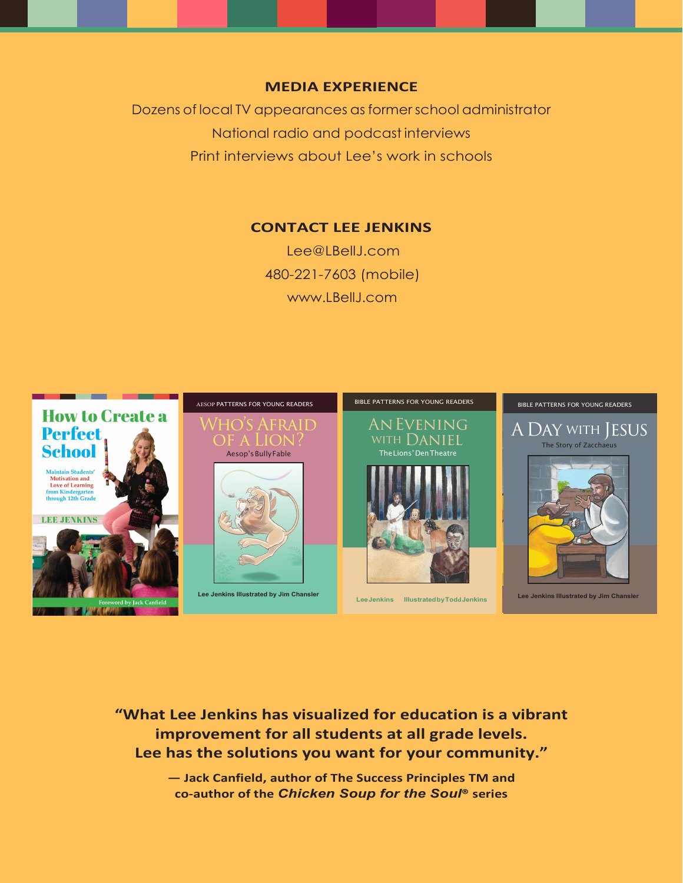## MEDIA EXPERIENCE

Dozens of local TV appearances as former school administrator

National radio and podcast interviews

Print interviews about Lee's work in schools

## CONTACT LEE JENKINS

Lee@LBellJ.com

480-221-7603 (mobile)

www.LBellJ.com

**"What Lee Jenkins has visualized for education is a vibrant improvement for all students at all grade levels. Lee has the solutions you want for your community."**

**— Jack Canfield, author of The Success Principles TM and co-author of the *Chicken Soup for the Soul®* series**